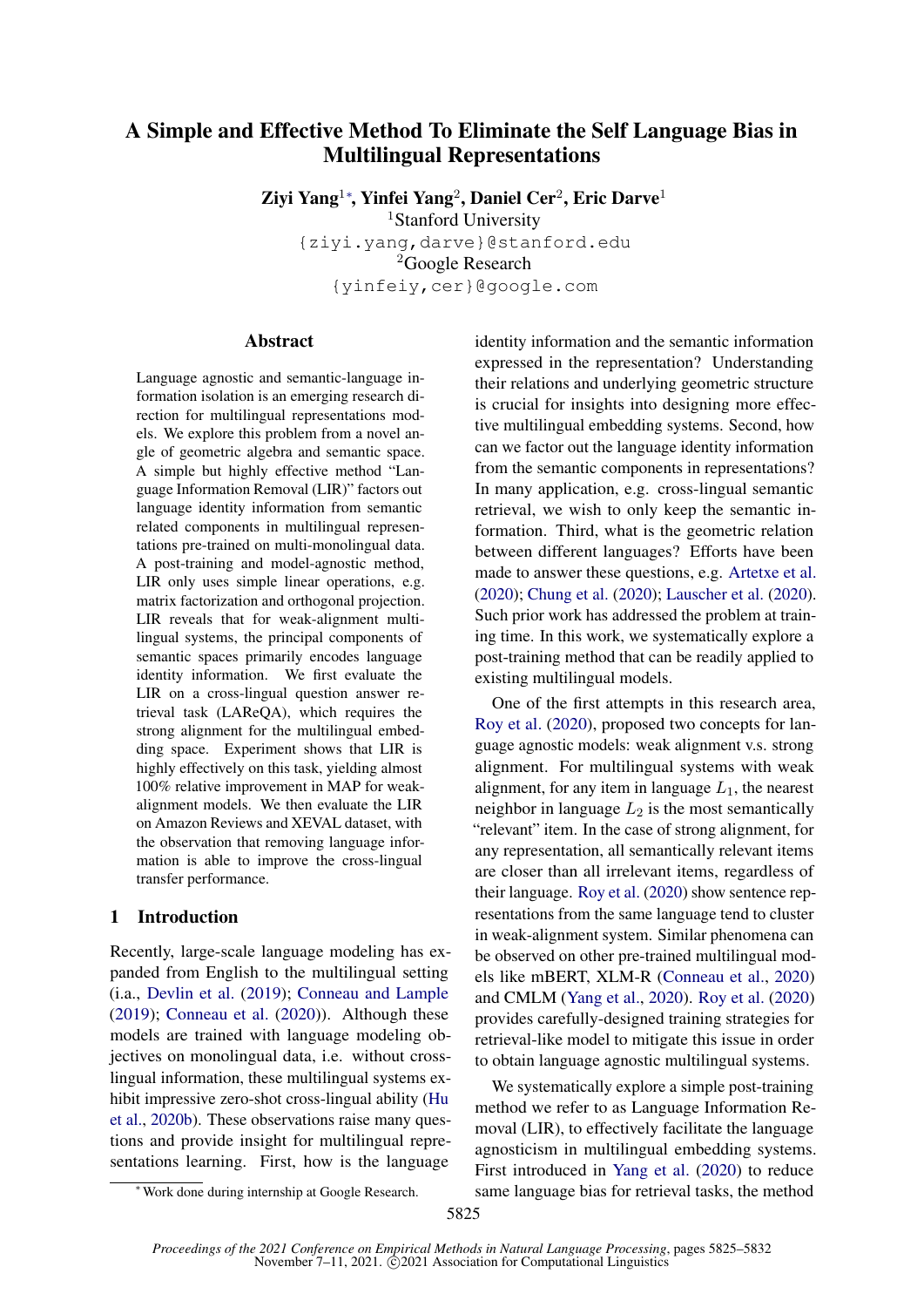# A Simple and Effective Method To Eliminate the Self Language Bias in Multilingual Representations

**Ziyi Yang**[1*], **Yinfei Yang**[2], **Daniel Cer**[2], **Eric Darve**[1]

[1]Stanford University
{ziyi.yang,darve}@stanford.edu
[2]Google Research
{yinfeiy,cer}@google.com

## Abstract

Language agnostic and semantic-language information isolation is an emerging research direction for multilingual representations models. We explore this problem from a novel angle of geometric algebra and semantic space. A simple but highly effective method "Language Information Removal (LIR)" factors out language identity information from semantic related components in multilingual representations pre-trained on multi-monolingual data. A post-training and model-agnostic method, LIR only uses simple linear operations, e.g. matrix factorization and orthogonal projection. LIR reveals that for weak-alignment multilingual systems, the principal components of semantic spaces primarily encodes language identity information. We first evaluate the LIR on a cross-lingual question answer retrieval task (LAReQA), which requires the strong alignment for the multilingual embedding space. Experiment shows that LIR is highly effectively on this task, yielding almost 100% relative improvement in MAP for weak-alignment models. We then evaluate the LIR on Amazon Reviews and XEVAL dataset, with the observation that removing language information is able to improve the cross-lingual transfer performance.

## 1 Introduction

Recently, large-scale language modeling has expanded from English to the multilingual setting (i.a., Devlin et al. (2019); Conneau and Lample (2019); Conneau et al. (2020)). Although these models are trained with language modeling objectives on monolingual data, i.e. without cross-lingual information, these multilingual systems exhibit impressive zero-shot cross-lingual ability (Hu et al., 2020b). These observations raise many questions and provide insight for multilingual representations learning. First, how is the language identity information and the semantic information expressed in the representation? Understanding their relations and underlying geometric structure is crucial for insights into designing more effective multilingual embedding systems. Second, how can we factor out the language identity information from the semantic components in representations? In many application, e.g. cross-lingual semantic retrieval, we wish to only keep the semantic information. Third, what is the geometric relation between different languages? Efforts have been made to answer these questions, e.g. Artetxe et al. (2020); Chung et al. (2020); Lauscher et al. (2020). Such prior work has addressed the problem at training time. In this work, we systematically explore a post-training method that can be readily applied to existing multilingual models.

One of the first attempts in this research area, Roy et al. (2020), proposed two concepts for language agnostic models: weak alignment v.s. strong alignment. For multilingual systems with weak alignment, for any item in language $L_1$, the nearest neighbor in language $L_2$ is the most semantically "relevant" item. In the case of strong alignment, for any representation, all semantically relevant items are closer than all irrelevant items, regardless of their language. Roy et al. (2020) show sentence representations from the same language tend to cluster in weak-alignment system. Similar phenomena can be observed on other pre-trained multilingual models like mBERT, XLM-R (Conneau et al., 2020) and CMLM (Yang et al., 2020). Roy et al. (2020) provides carefully-designed training strategies for retrieval-like model to mitigate this issue in order to obtain language agnostic multilingual systems.

We systematically explore a simple post-training method we refer to as Language Information Removal (LIR), to effectively facilitate the language agnosticism in multilingual embedding systems. First introduced in Yang et al. (2020) to reduce same language bias for retrieval tasks, the method

[*] Work done during internship at Google Research.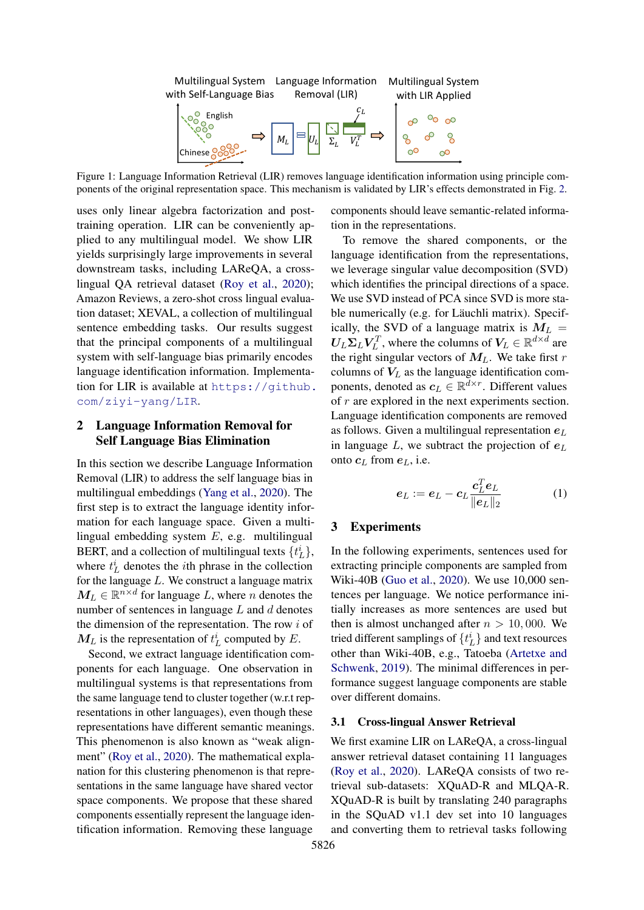Figure 1: Language Information Retrieval (LIR) removes language identification information using principle components of the original representation space. This mechanism is validated by LIR's effects demonstrated in Fig. 2.

uses only linear algebra factorization and post-training operation. LIR can be conveniently applied to any multilingual model. We show LIR yields surprisingly large improvements in several downstream tasks, including LAReQA, a cross-lingual QA retrieval dataset (Roy et al., 2020); Amazon Reviews, a zero-shot cross lingual evaluation dataset; XEVAL, a collection of multilingual sentence embedding tasks. Our results suggest that the principal components of a multilingual system with self-language bias primarily encodes language identification information. Implementation for LIR is available at https://github.com/ziyi-yang/LIR.

## 2 Language Information Removal for Self Language Bias Elimination

In this section we describe Language Information Removal (LIR) to address the self language bias in multilingual embeddings (Yang et al., 2020). The first step is to extract the language identity information for each language space. Given a multilingual embedding system $E$, e.g. multilingual BERT, and a collection of multilingual texts $\{t_L^i\}$, where $t_L^i$ denotes the $i$th phrase in the collection for the language $L$. We construct a language matrix $\boldsymbol{M}_L \in \mathbb{R}^{n \times d}$ for language $L$, where $n$ denotes the number of sentences in language $L$ and $d$ denotes the dimension of the representation. The row $i$ of $\boldsymbol{M}_L$ is the representation of $t_L^i$ computed by $E$.

Second, we extract language identification components for each language. One observation in multilingual systems is that representations from the same language tend to cluster together (w.r.t representations in other languages), even though these representations have different semantic meanings. This phenomenon is also known as "weak alignment" (Roy et al., 2020). The mathematical explanation for this clustering phenomenon is that representations in the same language have shared vector space components. We propose that these shared components essentially represent the language identification information. Removing these language components should leave semantic-related information in the representations.

To remove the shared components, or the language identification from the representations, we leverage singular value decomposition (SVD) which identifies the principal directions of a space. We use SVD instead of PCA since SVD is more stable numerically (e.g. for Läuchli matrix). Specifically, the SVD of a language matrix is $\boldsymbol{M}_L = \boldsymbol{U}_L \boldsymbol{\Sigma}_L \boldsymbol{V}_L^T$, where the columns of $\boldsymbol{V}_L \in \mathbb{R}^{d \times d}$ are the right singular vectors of $\boldsymbol{M}_L$. We take first $r$ columns of $\boldsymbol{V}_L$ as the language identification components, denoted as $\boldsymbol{c}_L \in \mathbb{R}^{d \times r}$. Different values of $r$ are explored in the next experiments section. Language identification components are removed as follows. Given a multilingual representation $\boldsymbol{e}_L$ in language $L$, we subtract the projection of $\boldsymbol{e}_L$ onto $\boldsymbol{c}_L$ from $\boldsymbol{e}_L$, i.e.

$$\boldsymbol{e}_L := \boldsymbol{e}_L - \boldsymbol{c}_L \frac{\boldsymbol{c}_L^T \boldsymbol{e}_L}{\|\boldsymbol{e}_L\|_2} \quad (1)$$

## 3 Experiments

In the following experiments, sentences used for extracting principle components are sampled from Wiki-40B (Guo et al., 2020). We use 10,000 sentences per language. We notice performance initially increases as more sentences are used but then is almost unchanged after $n > 10,000$. We tried different samplings of $\{t_L^i\}$ and text resources other than Wiki-40B, e.g., Tatoeba (Artetxe and Schwenk, 2019). The minimal differences in performance suggest language components are stable over different domains.

### 3.1 Cross-lingual Answer Retrieval

We first examine LIR on LAReQA, a cross-lingual answer retrieval dataset containing 11 languages (Roy et al., 2020). LAReQA consists of two retrieval sub-datasets: XQuAD-R and MLQA-R. XQuAD-R is built by translating 240 paragraphs in the SQuAD v1.1 dev set into 10 languages and converting them to retrieval tasks following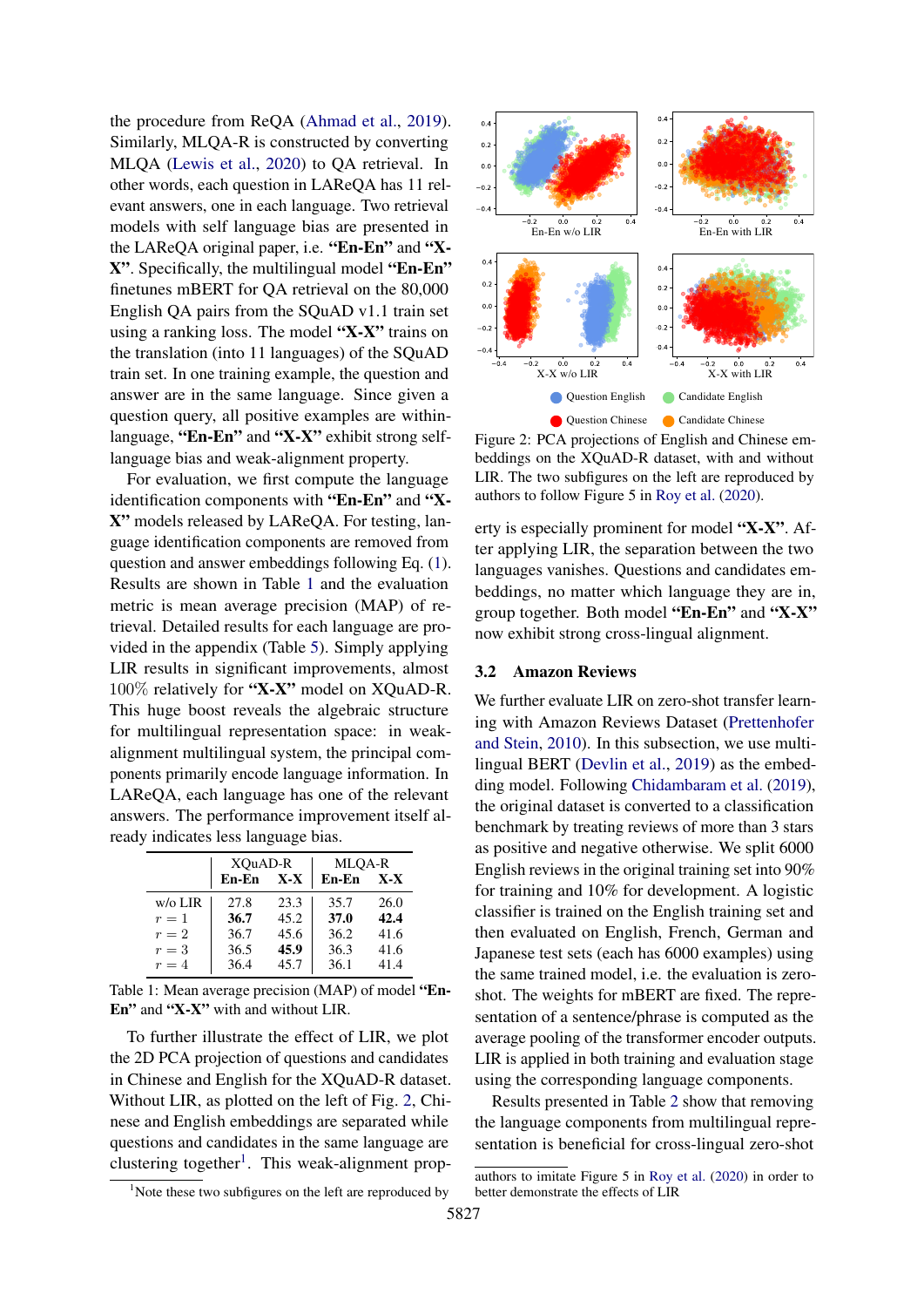the procedure from ReQA (Ahmad et al., 2019). Similarly, MLQA-R is constructed by converting MLQA (Lewis et al., 2020) to QA retrieval. In other words, each question in LAReQA has 11 relevant answers, one in each language. Two retrieval models with self language bias are presented in the LAReQA original paper, i.e. **"En-En"** and **"X-X"**. Specifically, the multilingual model **"En-En"** finetunes mBERT for QA retrieval on the 80,000 English QA pairs from the SQuAD v1.1 train set using a ranking loss. The model **"X-X"** trains on the translation (into 11 languages) of the SQuAD train set. In one training example, the question and answer are in the same language. Since given a question query, all positive examples are within-language, **"En-En"** and **"X-X"** exhibit strong self-language bias and weak-alignment property.

For evaluation, we first compute the language identification components with **"En-En"** and **"X-X"** models released by LAReQA. For testing, language identification components are removed from question and answer embeddings following Eq. (1). Results are shown in Table 1 and the evaluation metric is mean average precision (MAP) of retrieval. Detailed results for each language are provided in the appendix (Table 5). Simply applying LIR results in significant improvements, almost 100% relatively for **"X-X"** model on XQuAD-R. This huge boost reveals the algebraic structure for multilingual representation space: in weak-alignment multilingual system, the principal components primarily encode language information. In LAReQA, each language has one of the relevant answers. The performance improvement itself already indicates less language bias.

| | XQuAD-R | | MLQA-R | |
|---|---|---|---|---|
| | **En-En** | **X-X** | **En-En** | **X-X** |
| w/o LIR | 27.8 | 23.3 | 35.7 | 26.0 |
| $r = 1$ | **36.7** | 45.2 | **37.0** | **42.4** |
| $r = 2$ | 36.7 | 45.6 | 36.2 | 41.6 |
| $r = 3$ | 36.5 | **45.9** | 36.3 | 41.6 |
| $r = 4$ | 36.4 | 45.7 | 36.1 | 41.4 |

Table 1: Mean average precision (MAP) of model **"En-En"** and **"X-X"** with and without LIR.

To further illustrate the effect of LIR, we plot the 2D PCA projection of questions and candidates in Chinese and English for the XQuAD-R dataset. Without LIR, as plotted on the left of Fig. 2, Chinese and English embeddings are separated while questions and candidates in the same language are clustering together[1]. This weak-alignment property is especially prominent for model **"X-X"**. After applying LIR, the separation between the two languages vanishes. Questions and candidates embeddings, no matter which language they are in, group together. Both model **"En-En"** and **"X-X"** now exhibit strong cross-lingual alignment.

Figure 2: PCA projections of English and Chinese embeddings on the XQuAD-R dataset, with and without LIR. The two subfigures on the left are reproduced by authors to follow Figure 5 in Roy et al. (2020).

### 3.2 Amazon Reviews

We further evaluate LIR on zero-shot transfer learning with Amazon Reviews Dataset (Prettenhofer and Stein, 2010). In this subsection, we use multilingual BERT (Devlin et al., 2019) as the embedding model. Following Chidambaram et al. (2019), the original dataset is converted to a classification benchmark by treating reviews of more than 3 stars as positive and negative otherwise. We split 6000 English reviews in the original training set into 90% for training and 10% for development. A logistic classifier is trained on the English training set and then evaluated on English, French, German and Japanese test sets (each has 6000 examples) using the same trained model, i.e. the evaluation is zero-shot. The weights for mBERT are fixed. The representation of a sentence/phrase is computed as the average pooling of the transformer encoder outputs. LIR is applied in both training and evaluation stage using the corresponding language components.

Results presented in Table 2 show that removing the language components from multilingual representation is beneficial for cross-lingual zero-shot

[1] Note these two subfigures on the left are reproduced by authors to imitate Figure 5 in Roy et al. (2020) in order to better demonstrate the effects of LIR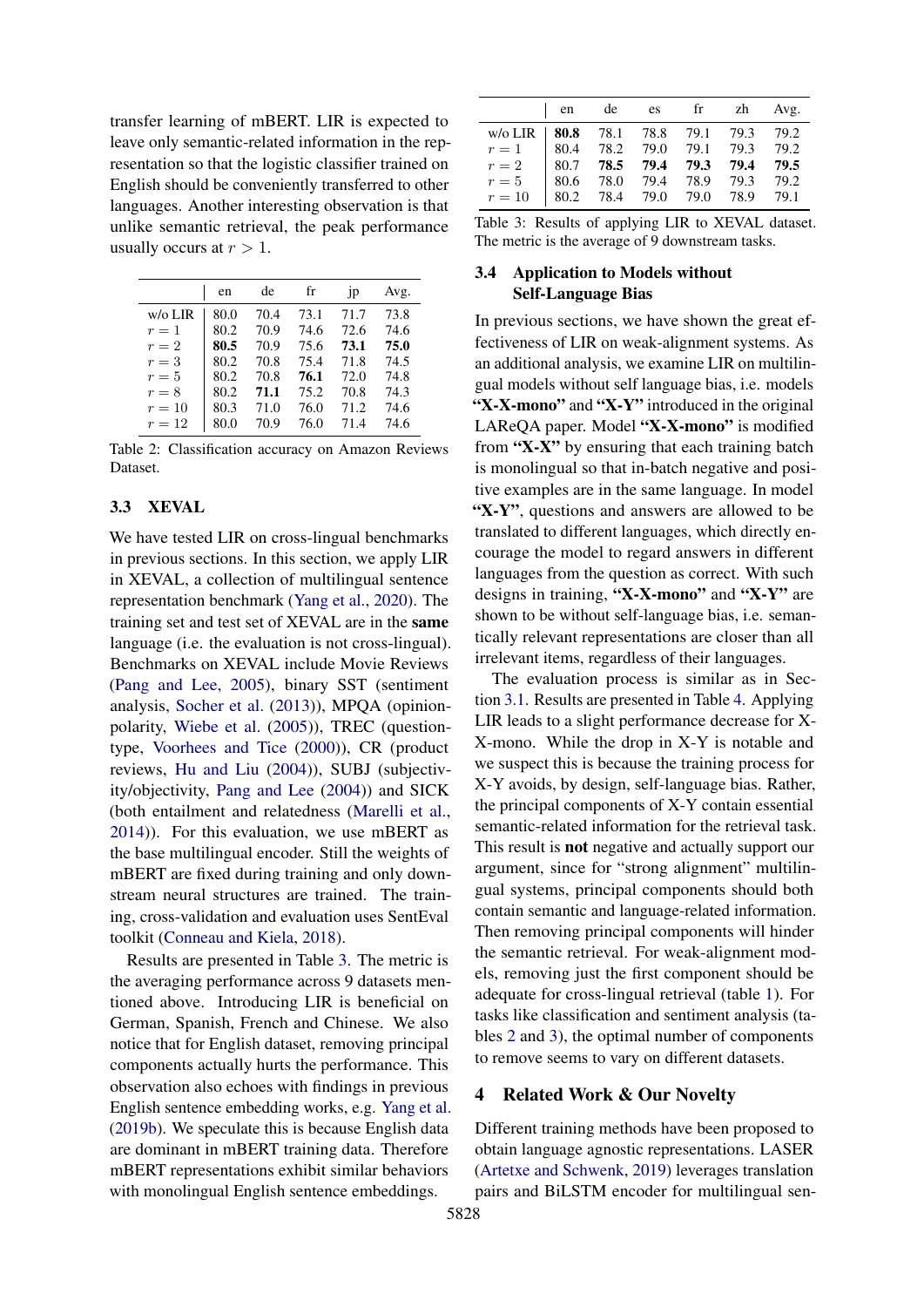transfer learning of mBERT. LIR is expected to leave only semantic-related information in the representation so that the logistic classifier trained on English should be conveniently transferred to other languages. Another interesting observation is that unlike semantic retrieval, the peak performance usually occurs at $r > 1$.

| | en | de | fr | jp | Avg. |
|---|---|---|---|---|---|
| w/o LIR | 80.0 | 70.4 | 73.1 | 71.7 | 73.8 |
| $r = 1$ | 80.2 | 70.9 | 74.6 | 72.6 | 74.6 |
| $r = 2$ | **80.5** | 70.9 | 75.6 | **73.1** | **75.0** |
| $r = 3$ | 80.2 | 70.8 | 75.4 | 71.8 | 74.5 |
| $r = 5$ | 80.2 | 70.8 | **76.1** | 72.0 | 74.8 |
| $r = 8$ | 80.2 | **71.1** | 75.2 | 70.8 | 74.3 |
| $r = 10$ | 80.3 | 71.0 | 76.0 | 71.2 | 74.6 |
| $r = 12$ | 80.0 | 70.9 | 76.0 | 71.4 | 74.6 |

Table 2: Classification accuracy on Amazon Reviews Dataset.

### 3.3 XEVAL

We have tested LIR on cross-lingual benchmarks in previous sections. In this section, we apply LIR in XEVAL, a collection of multilingual sentence representation benchmark (Yang et al., 2020). The training set and test set of XEVAL are in the **same** language (i.e. the evaluation is not cross-lingual). Benchmarks on XEVAL include Movie Reviews (Pang and Lee, 2005), binary SST (sentiment analysis, Socher et al. (2013)), MPQA (opinion-polarity, Wiebe et al. (2005)), TREC (question-type, Voorhees and Tice (2000)), CR (product reviews, Hu and Liu (2004)), SUBJ (subjectivity/objectivity, Pang and Lee (2004)) and SICK (both entailment and relatedness (Marelli et al., 2014)). For this evaluation, we use mBERT as the base multilingual encoder. Still the weights of mBERT are fixed during training and only downstream neural structures are trained. The training, cross-validation and evaluation uses SentEval toolkit (Conneau and Kiela, 2018).

Results are presented in Table 3. The metric is the averaging performance across 9 datasets mentioned above. Introducing LIR is beneficial on German, Spanish, French and Chinese. We also notice that for English dataset, removing principal components actually hurts the performance. This observation also echoes with findings in previous English sentence embedding works, e.g. Yang et al. (2019b). We speculate this is because English data are dominant in mBERT training data. Therefore mBERT representations exhibit similar behaviors with monolingual English sentence embeddings.

| | en | de | es | fr | zh | Avg. |
|---|---|---|---|---|---|---|
| w/o LIR | **80.8** | 78.1 | 78.8 | 79.1 | 79.3 | 79.2 |
| $r = 1$ | 80.4 | 78.2 | 79.0 | 79.1 | 79.3 | 79.2 |
| $r = 2$ | 80.7 | **78.5** | **79.4** | **79.3** | **79.4** | **79.5** |
| $r = 5$ | 80.6 | 78.0 | 79.4 | 78.9 | 79.3 | 79.2 |
| $r = 10$ | 80.2 | 78.4 | 79.0 | 79.0 | 78.9 | 79.1 |

Table 3: Results of applying LIR to XEVAL dataset. The metric is the average of 9 downstream tasks.

### 3.4 Application to Models without Self-Language Bias

In previous sections, we have shown the great effectiveness of LIR on weak-alignment systems. As an additional analysis, we examine LIR on multilingual models without self language bias, i.e. models **"X-X-mono"** and **"X-Y"** introduced in the original LAReQA paper. Model **"X-X-mono"** is modified from **"X-X"** by ensuring that each training batch is monolingual so that in-batch negative and positive examples are in the same language. In model **"X-Y"**, questions and answers are allowed to be translated to different languages, which directly encourage the model to regard answers in different languages from the question as correct. With such designs in training, **"X-X-mono"** and **"X-Y"** are shown to be without self-language bias, i.e. semantically relevant representations are closer than all irrelevant items, regardless of their languages.

The evaluation process is similar as in Section 3.1. Results are presented in Table 4. Applying LIR leads to a slight performance decrease for X-X-mono. While the drop in X-Y is notable and we suspect this is because the training process for X-Y avoids, by design, self-language bias. Rather, the principal components of X-Y contain essential semantic-related information for the retrieval task. This result is **not** negative and actually support our argument, since for "strong alignment" multilingual systems, principal components should both contain semantic and language-related information. Then removing principal components will hinder the semantic retrieval. For weak-alignment models, removing just the first component should be adequate for cross-lingual retrieval (table 1). For tasks like classification and sentiment analysis (tables 2 and 3), the optimal number of components to remove seems to vary on different datasets.

## 4 Related Work & Our Novelty

Different training methods have been proposed to obtain language agnostic representations. LASER (Artetxe and Schwenk, 2019) leverages translation pairs and BiLSTM encoder for multilingual sen-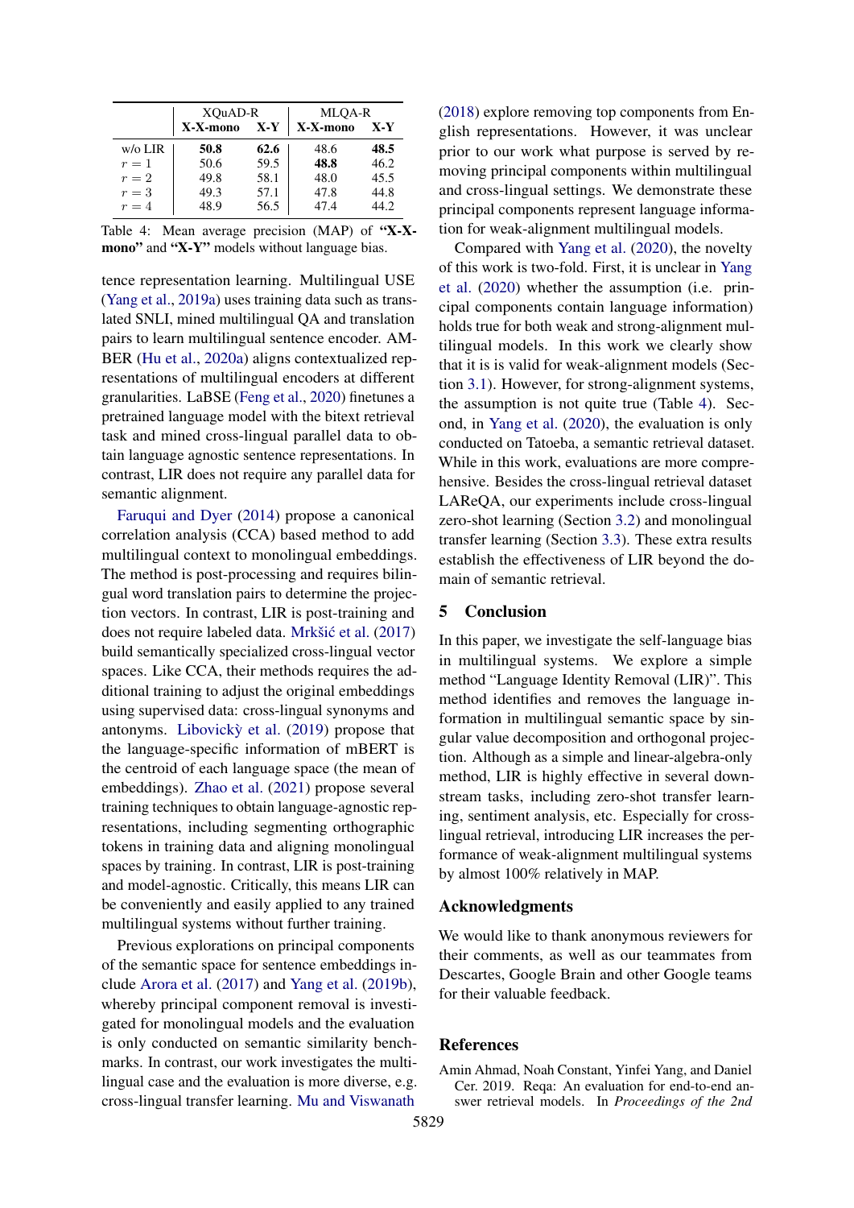|  | XQuAD-R |  | MLQA-R |  |
|---|---|---|---|---|
|  | X-X-mono | X-Y | X-X-mono | X-Y |
| w/o LIR | **50.8** | **62.6** | 48.6 | **48.5** |
| $r = 1$ | 50.6 | 59.5 | **48.8** | 46.2 |
| $r = 2$ | 49.8 | 58.1 | 48.0 | 45.5 |
| $r = 3$ | 49.3 | 57.1 | 47.8 | 44.8 |
| $r = 4$ | 48.9 | 56.5 | 47.4 | 44.2 |

Table 4: Mean average precision (MAP) of **"X-X-mono"** and **"X-Y"** models without language bias.

tence representation learning. Multilingual USE (Yang et al., 2019a) uses training data such as translated SNLI, mined multilingual QA and translation pairs to learn multilingual sentence encoder. AMBER (Hu et al., 2020a) aligns contextualized representations of multilingual encoders at different granularities. LaBSE (Feng et al., 2020) finetunes a pretrained language model with the bitext retrieval task and mined cross-lingual parallel data to obtain language agnostic sentence representations. In contrast, LIR does not require any parallel data for semantic alignment.

Faruqui and Dyer (2014) propose a canonical correlation analysis (CCA) based method to add multilingual context to monolingual embeddings. The method is post-processing and requires bilingual word translation pairs to determine the projection vectors. In contrast, LIR is post-training and does not require labeled data. Mrkšić et al. (2017) build semantically specialized cross-lingual vector spaces. Like CCA, their methods requires the additional training to adjust the original embeddings using supervised data: cross-lingual synonyms and antonyms. Libovickỳ et al. (2019) propose that the language-specific information of mBERT is the centroid of each language space (the mean of embeddings). Zhao et al. (2021) propose several training techniques to obtain language-agnostic representations, including segmenting orthographic tokens in training data and aligning monolingual spaces by training. In contrast, LIR is post-training and model-agnostic. Critically, this means LIR can be conveniently and easily applied to any trained multilingual systems without further training.

Previous explorations on principal components of the semantic space for sentence embeddings include Arora et al. (2017) and Yang et al. (2019b), whereby principal component removal is investigated for monolingual models and the evaluation is only conducted on semantic similarity benchmarks. In contrast, our work investigates the multilingual case and the evaluation is more diverse, e.g. cross-lingual transfer learning. Mu and Viswanath (2018) explore removing top components from English representations. However, it was unclear prior to our work what purpose is served by removing principal components within multilingual and cross-lingual settings. We demonstrate these principal components represent language information for weak-alignment multilingual models.

Compared with Yang et al. (2020), the novelty of this work is two-fold. First, it is unclear in Yang et al. (2020) whether the assumption (i.e. principal components contain language information) holds true for both weak and strong-alignment multilingual models. In this work we clearly show that it is is valid for weak-alignment models (Section 3.1). However, for strong-alignment systems, the assumption is not quite true (Table 4). Second, in Yang et al. (2020), the evaluation is only conducted on Tatoeba, a semantic retrieval dataset. While in this work, evaluations are more comprehensive. Besides the cross-lingual retrieval dataset LAReQA, our experiments include cross-lingual zero-shot learning (Section 3.2) and monolingual transfer learning (Section 3.3). These extra results establish the effectiveness of LIR beyond the domain of semantic retrieval.

## 5 Conclusion

In this paper, we investigate the self-language bias in multilingual systems. We explore a simple method "Language Identity Removal (LIR)". This method identifies and removes the language information in multilingual semantic space by singular value decomposition and orthogonal projection. Although as a simple and linear-algebra-only method, LIR is highly effective in several downstream tasks, including zero-shot transfer learning, sentiment analysis, etc. Especially for cross-lingual retrieval, introducing LIR increases the performance of weak-alignment multilingual systems by almost 100% relatively in MAP.

## Acknowledgments

We would like to thank anonymous reviewers for their comments, as well as our teammates from Descartes, Google Brain and other Google teams for their valuable feedback.

## References

Amin Ahmad, Noah Constant, Yinfei Yang, and Daniel Cer. 2019. Reqa: An evaluation for end-to-end answer retrieval models. In *Proceedings of the 2nd*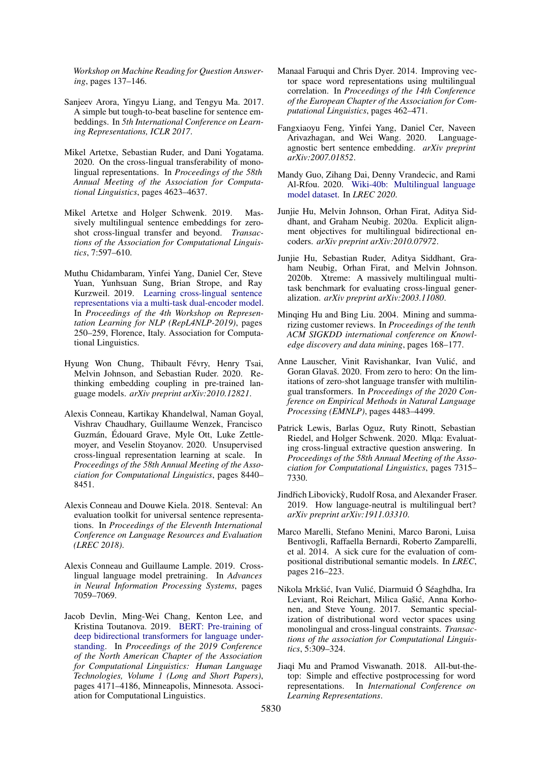*Workshop on Machine Reading for Question Answering*, pages 137–146.

Sanjeev Arora, Yingyu Liang, and Tengyu Ma. 2017. A simple but tough-to-beat baseline for sentence embeddings. In *5th International Conference on Learning Representations, ICLR 2017*.

Mikel Artetxe, Sebastian Ruder, and Dani Yogatama. 2020. On the cross-lingual transferability of monolingual representations. In *Proceedings of the 58th Annual Meeting of the Association for Computational Linguistics*, pages 4623–4637.

Mikel Artetxe and Holger Schwenk. 2019. Massively multilingual sentence embeddings for zero-shot cross-lingual transfer and beyond. *Transactions of the Association for Computational Linguistics*, 7:597–610.

Muthu Chidambaram, Yinfei Yang, Daniel Cer, Steve Yuan, Yunhsuan Sung, Brian Strope, and Ray Kurzweil. 2019. Learning cross-lingual sentence representations via a multi-task dual-encoder model. In *Proceedings of the 4th Workshop on Representation Learning for NLP (RepL4NLP-2019)*, pages 250–259, Florence, Italy. Association for Computational Linguistics.

Hyung Won Chung, Thibault Févry, Henry Tsai, Melvin Johnson, and Sebastian Ruder. 2020. Rethinking embedding coupling in pre-trained language models. *arXiv preprint arXiv:2010.12821*.

Alexis Conneau, Kartikay Khandelwal, Naman Goyal, Vishrav Chaudhary, Guillaume Wenzek, Francisco Guzmán, Édouard Grave, Myle Ott, Luke Zettlemoyer, and Veselin Stoyanov. 2020. Unsupervised cross-lingual representation learning at scale. In *Proceedings of the 58th Annual Meeting of the Association for Computational Linguistics*, pages 8440–8451.

Alexis Conneau and Douwe Kiela. 2018. Senteval: An evaluation toolkit for universal sentence representations. In *Proceedings of the Eleventh International Conference on Language Resources and Evaluation (LREC 2018)*.

Alexis Conneau and Guillaume Lample. 2019. Cross-lingual language model pretraining. In *Advances in Neural Information Processing Systems*, pages 7059–7069.

Jacob Devlin, Ming-Wei Chang, Kenton Lee, and Kristina Toutanova. 2019. BERT: Pre-training of deep bidirectional transformers for language understanding. In *Proceedings of the 2019 Conference of the North American Chapter of the Association for Computational Linguistics: Human Language Technologies, Volume 1 (Long and Short Papers)*, pages 4171–4186, Minneapolis, Minnesota. Association for Computational Linguistics.

Manaal Faruqui and Chris Dyer. 2014. Improving vector space word representations using multilingual correlation. In *Proceedings of the 14th Conference of the European Chapter of the Association for Computational Linguistics*, pages 462–471.

Fangxiaoyu Feng, Yinfei Yang, Daniel Cer, Naveen Arivazhagan, and Wei Wang. 2020. Language-agnostic bert sentence embedding. *arXiv preprint arXiv:2007.01852*.

Mandy Guo, Zihang Dai, Denny Vrandecic, and Rami Al-Rfou. 2020. Wiki-40b: Multilingual language model dataset. In *LREC 2020*.

Junjie Hu, Melvin Johnson, Orhan Firat, Aditya Siddhant, and Graham Neubig. 2020a. Explicit alignment objectives for multilingual bidirectional encoders. *arXiv preprint arXiv:2010.07972*.

Junjie Hu, Sebastian Ruder, Aditya Siddhant, Graham Neubig, Orhan Firat, and Melvin Johnson. 2020b. Xtreme: A massively multilingual multi-task benchmark for evaluating cross-lingual generalization. *arXiv preprint arXiv:2003.11080*.

Minqing Hu and Bing Liu. 2004. Mining and summarizing customer reviews. In *Proceedings of the tenth ACM SIGKDD international conference on Knowledge discovery and data mining*, pages 168–177.

Anne Lauscher, Vinit Ravishankar, Ivan Vulić, and Goran Glavaš. 2020. From zero to hero: On the limitations of zero-shot language transfer with multilingual transformers. In *Proceedings of the 2020 Conference on Empirical Methods in Natural Language Processing (EMNLP)*, pages 4483–4499.

Patrick Lewis, Barlas Oguz, Ruty Rinott, Sebastian Riedel, and Holger Schwenk. 2020. Mlqa: Evaluating cross-lingual extractive question answering. In *Proceedings of the 58th Annual Meeting of the Association for Computational Linguistics*, pages 7315–7330.

Jindřich Libovickỳ, Rudolf Rosa, and Alexander Fraser. 2019. How language-neutral is multilingual bert? *arXiv preprint arXiv:1911.03310*.

Marco Marelli, Stefano Menini, Marco Baroni, Luisa Bentivogli, Raffaella Bernardi, Roberto Zamparelli, et al. 2014. A sick cure for the evaluation of compositional distributional semantic models. In *LREC*, pages 216–223.

Nikola Mrkšić, Ivan Vulić, Diarmuid Ó Séaghdha, Ira Leviant, Roi Reichart, Milica Gašić, Anna Korhonen, and Steve Young. 2017. Semantic specialization of distributional word vector spaces using monolingual and cross-lingual constraints. *Transactions of the association for Computational Linguistics*, 5:309–324.

Jiaqi Mu and Pramod Viswanath. 2018. All-but-the-top: Simple and effective postprocessing for word representations. In *International Conference on Learning Representations*.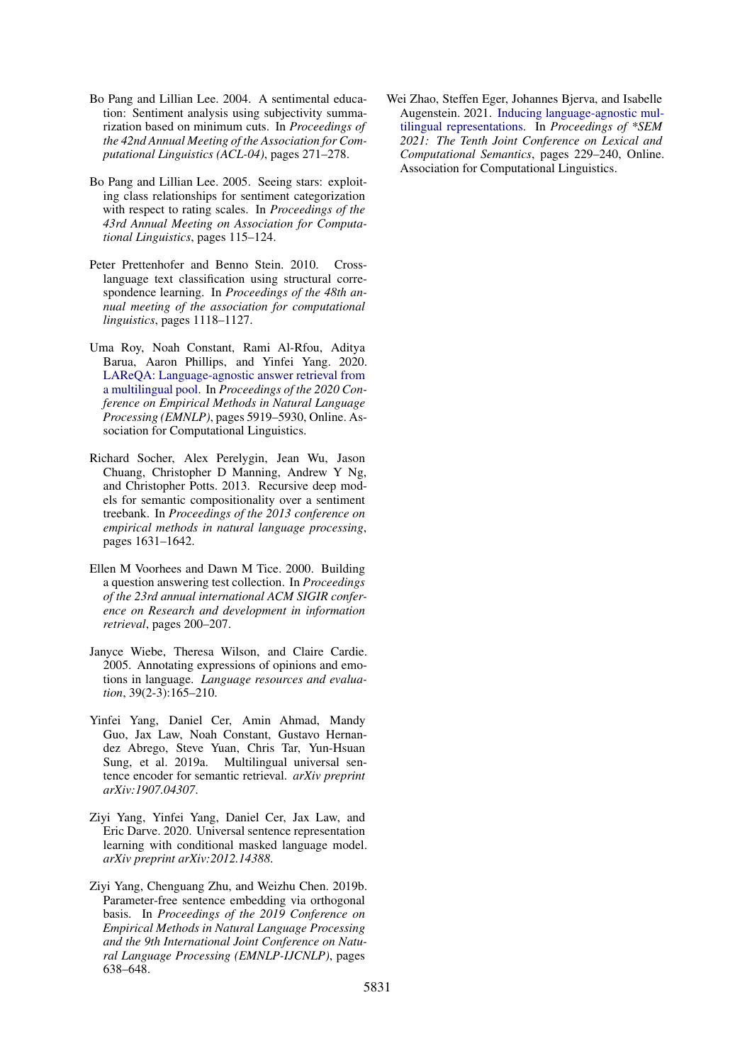Bo Pang and Lillian Lee. 2004. A sentimental education: Sentiment analysis using subjectivity summarization based on minimum cuts. In *Proceedings of the 42nd Annual Meeting of the Association for Computational Linguistics (ACL-04)*, pages 271–278.

Bo Pang and Lillian Lee. 2005. Seeing stars: exploiting class relationships for sentiment categorization with respect to rating scales. In *Proceedings of the 43rd Annual Meeting on Association for Computational Linguistics*, pages 115–124.

Peter Prettenhofer and Benno Stein. 2010. Cross-language text classification using structural correspondence learning. In *Proceedings of the 48th annual meeting of the association for computational linguistics*, pages 1118–1127.

Uma Roy, Noah Constant, Rami Al-Rfou, Aditya Barua, Aaron Phillips, and Yinfei Yang. 2020. LAReQA: Language-agnostic answer retrieval from a multilingual pool. In *Proceedings of the 2020 Conference on Empirical Methods in Natural Language Processing (EMNLP)*, pages 5919–5930, Online. Association for Computational Linguistics.

Richard Socher, Alex Perelygin, Jean Wu, Jason Chuang, Christopher D Manning, Andrew Y Ng, and Christopher Potts. 2013. Recursive deep models for semantic compositionality over a sentiment treebank. In *Proceedings of the 2013 conference on empirical methods in natural language processing*, pages 1631–1642.

Ellen M Voorhees and Dawn M Tice. 2000. Building a question answering test collection. In *Proceedings of the 23rd annual international ACM SIGIR conference on Research and development in information retrieval*, pages 200–207.

Janyce Wiebe, Theresa Wilson, and Claire Cardie. 2005. Annotating expressions of opinions and emotions in language. *Language resources and evaluation*, 39(2-3):165–210.

Yinfei Yang, Daniel Cer, Amin Ahmad, Mandy Guo, Jax Law, Noah Constant, Gustavo Hernandez Abrego, Steve Yuan, Chris Tar, Yun-Hsuan Sung, et al. 2019a. Multilingual universal sentence encoder for semantic retrieval. *arXiv preprint arXiv:1907.04307*.

Ziyi Yang, Yinfei Yang, Daniel Cer, Jax Law, and Eric Darve. 2020. Universal sentence representation learning with conditional masked language model. *arXiv preprint arXiv:2012.14388.*

Ziyi Yang, Chenguang Zhu, and Weizhu Chen. 2019b. Parameter-free sentence embedding via orthogonal basis. In *Proceedings of the 2019 Conference on Empirical Methods in Natural Language Processing and the 9th International Joint Conference on Natural Language Processing (EMNLP-IJCNLP)*, pages 638–648.

Wei Zhao, Steffen Eger, Johannes Bjerva, and Isabelle Augenstein. 2021. Inducing language-agnostic multilingual representations. In *Proceedings of \*SEM 2021: The Tenth Joint Conference on Lexical and Computational Semantics*, pages 229–240, Online. Association for Computational Linguistics.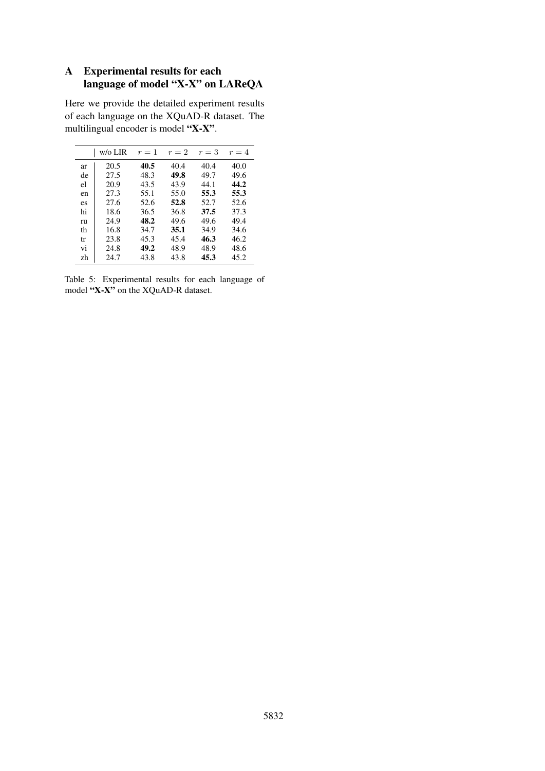## A Experimental results for each language of model "X-X" on LAReQA

Here we provide the detailed experiment results of each language on the XQuAD-R dataset. The multilingual encoder is model **"X-X"**.

| | w/o LIR | $r = 1$ | $r = 2$ | $r = 3$ | $r = 4$ |
|---|---|---|---|---|---|
| ar | 20.5 | **40.5** | 40.4 | 40.4 | 40.0 |
| de | 27.5 | 48.3 | **49.8** | 49.7 | 49.6 |
| el | 20.9 | 43.5 | 43.9 | 44.1 | **44.2** |
| en | 27.3 | 55.1 | 55.0 | **55.3** | **55.3** |
| es | 27.6 | 52.6 | **52.8** | 52.7 | 52.6 |
| hi | 18.6 | 36.5 | 36.8 | **37.5** | 37.3 |
| ru | 24.9 | **48.2** | 49.6 | 49.6 | 49.4 |
| th | 16.8 | 34.7 | **35.1** | 34.9 | 34.6 |
| tr | 23.8 | 45.3 | 45.4 | **46.3** | 46.2 |
| vi | 24.8 | **49.2** | 48.9 | 48.9 | 48.6 |
| zh | 24.7 | 43.8 | 43.8 | **45.3** | 45.2 |

Table 5: Experimental results for each language of model **"X-X"** on the XQuAD-R dataset.